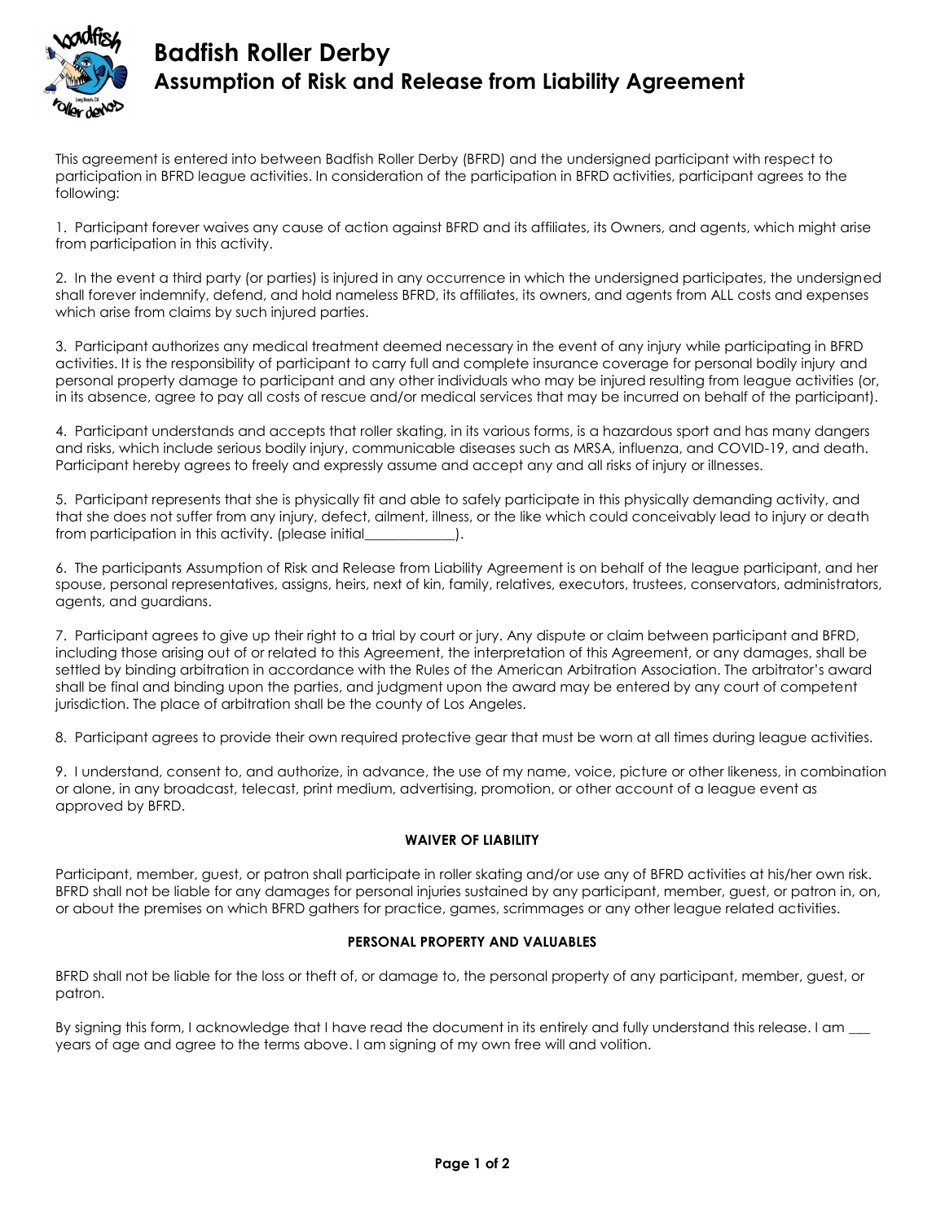# Badfish Roller Derby
## Assumption of Risk and Release from Liability Agreement

This agreement is entered into between Badfish Roller Derby (BFRD) and the undersigned participant with respect to participation in BFRD league activities. In consideration of the participation in BFRD activities, participant agrees to the following:

1. Participant forever waives any cause of action against BFRD and its affiliates, its Owners, and agents, which might arise from participation in this activity.

2. In the event a third party (or parties) is injured in any occurrence in which the undersigned participates, the undersigned shall forever indemnify, defend, and hold nameless BFRD, its affiliates, its owners, and agents from ALL costs and expenses which arise from claims by such injured parties.

3. Participant authorizes any medical treatment deemed necessary in the event of any injury while participating in BFRD activities. It is the responsibility of participant to carry full and complete insurance coverage for personal bodily injury and personal property damage to participant and any other individuals who may be injured resulting from league activities (or, in its absence, agree to pay all costs of rescue and/or medical services that may be incurred on behalf of the participant).

4. Participant understands and accepts that roller skating, in its various forms, is a hazardous sport and has many dangers and risks, which include serious bodily injury, communicable diseases such as MRSA, influenza, and COVID-19, and death. Participant hereby agrees to freely and expressly assume and accept any and all risks of injury or illnesses.

5. Participant represents that she is physically fit and able to safely participate in this physically demanding activity, and that she does not suffer from any injury, defect, ailment, illness, or the like which could conceivably lead to injury or death from participation in this activity. (please initial_____________).

6. The participants Assumption of Risk and Release from Liability Agreement is on behalf of the league participant, and her spouse, personal representatives, assigns, heirs, next of kin, family, relatives, executors, trustees, conservators, administrators, agents, and guardians.

7. Participant agrees to give up their right to a trial by court or jury. Any dispute or claim between participant and BFRD, including those arising out of or related to this Agreement, the interpretation of this Agreement, or any damages, shall be settled by binding arbitration in accordance with the Rules of the American Arbitration Association. The arbitrator's award shall be final and binding upon the parties, and judgment upon the award may be entered by any court of competent jurisdiction. The place of arbitration shall be the county of Los Angeles.

8. Participant agrees to provide their own required protective gear that must be worn at all times during league activities.

9. I understand, consent to, and authorize, in advance, the use of my name, voice, picture or other likeness, in combination or alone, in any broadcast, telecast, print medium, advertising, promotion, or other account of a league event as approved by BFRD.

**WAIVER OF LIABILITY**

Participant, member, guest, or patron shall participate in roller skating and/or use any of BFRD activities at his/her own risk. BFRD shall not be liable for any damages for personal injuries sustained by any participant, member, guest, or patron in, on, or about the premises on which BFRD gathers for practice, games, scrimmages or any other league related activities.

**PERSONAL PROPERTY AND VALUABLES**

BFRD shall not be liable for the loss or theft of, or damage to, the personal property of any participant, member, guest, or patron.

By signing this form, I acknowledge that I have read the document in its entirely and fully understand this release. I am ___ years of age and agree to the terms above. I am signing of my own free will and volition.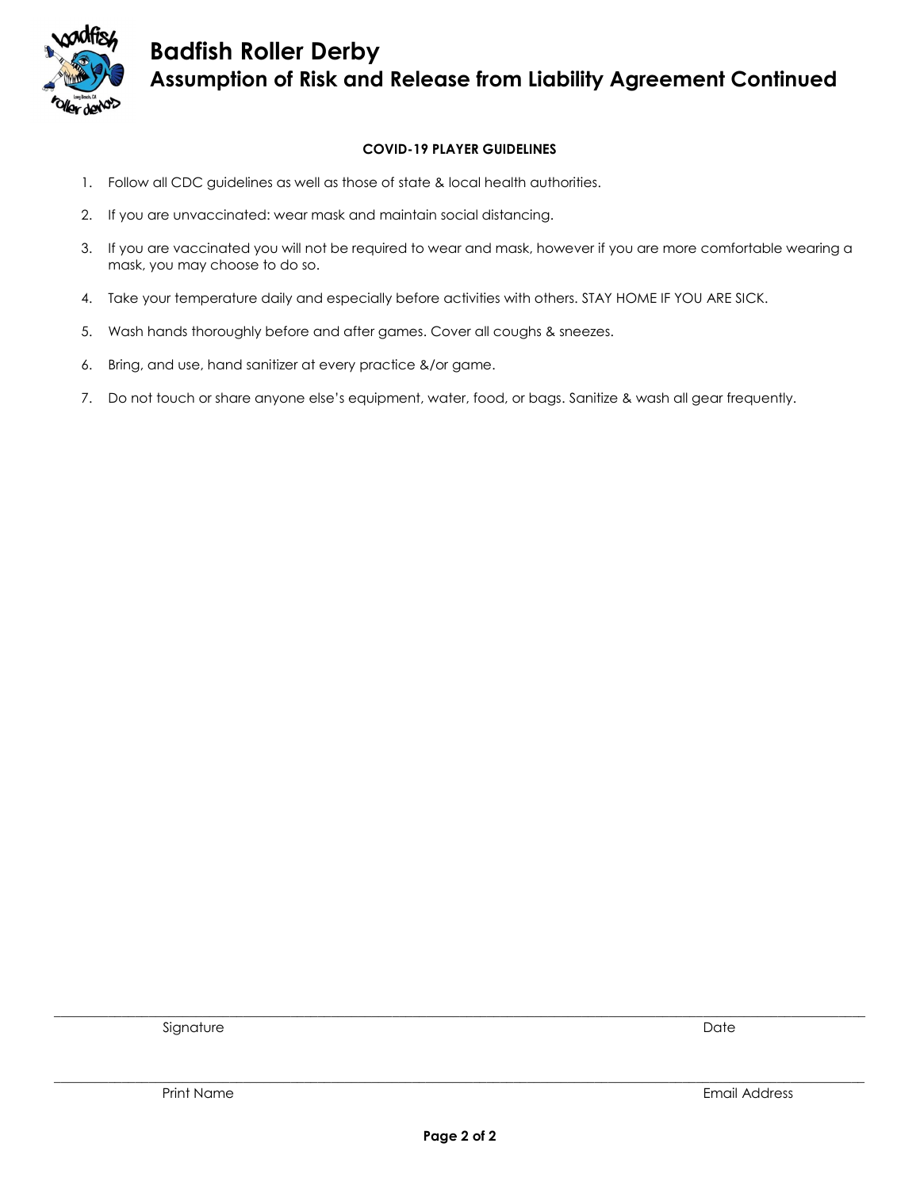# Badfish Roller Derby
## Assumption of Risk and Release from Liability Agreement Continued

**COVID-19 PLAYER GUIDELINES**

1. Follow all CDC guidelines as well as those of state & local health authorities.
2. If you are unvaccinated: wear mask and maintain social distancing.
3. If you are vaccinated you will not be required to wear and mask, however if you are more comfortable wearing a mask, you may choose to do so.
4. Take your temperature daily and especially before activities with others. STAY HOME IF YOU ARE SICK.
5. Wash hands thoroughly before and after games. Cover all coughs & sneezes.
6. Bring, and use, hand sanitizer at every practice &/or game.
7. Do not touch or share anyone else's equipment, water, food, or bags. Sanitize & wash all gear frequently.

\_\_\_\_\_\_\_\_\_\_\_\_\_\_\_\_\_\_\_\_\_\_\_\_\_\_\_\_\_\_\_\_\_\_\_\_\_\_\_\_\_\_\_\_\_\_\_\_\_\_\_\_\_\_\_\_\_\_\_\_\_\_\_\_\_\_\_\_\_\_\_\_\_\_\_\_\_\_\_\_\_\_\_\_\_\_\_\_\_\_\_\_\_\_\_\_\_\_

Signature                                                                                                    Date

\_\_\_\_\_\_\_\_\_\_\_\_\_\_\_\_\_\_\_\_\_\_\_\_\_\_\_\_\_\_\_\_\_\_\_\_\_\_\_\_\_\_\_\_\_\_\_\_\_\_\_\_\_\_\_\_\_\_\_\_\_\_\_\_\_\_\_\_\_\_\_\_\_\_\_\_\_\_\_\_\_\_\_\_\_\_\_\_\_\_\_\_\_\_\_\_\_\_

Print Name                                                                                                   Email Address